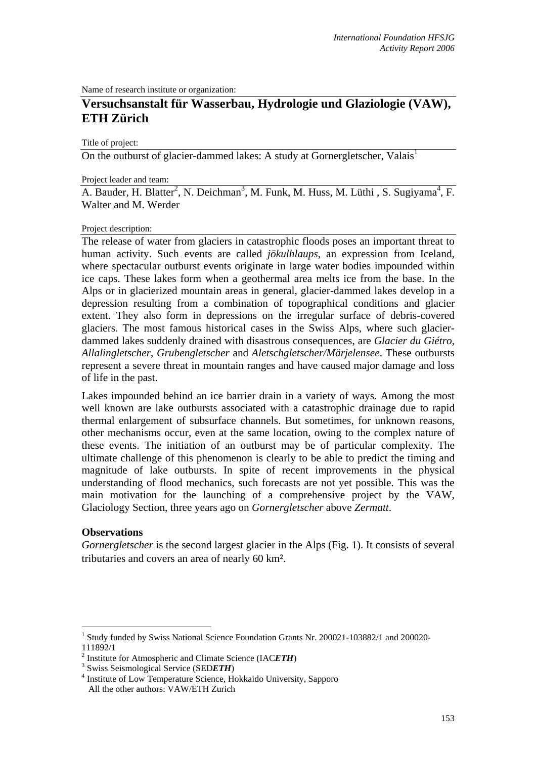Name of research institute or organization:

# Versuchsanstalt für Wasserbau, Hydrologie und Glaziologie (VAW), ETH Zürich

Title of project:

On the outburst of glacier-dammed lakes: A study at Gornergletscher, Valais[1]

Project leader and team:

A. Bauder, H. Blatter[2], N. Deichman[3], M. Funk, M. Huss, M. Lüthi , S. Sugiyama[4], F. Walter and M. Werder

Project description:

The release of water from glaciers in catastrophic floods poses an important threat to human activity. Such events are called *jökulhlaups*, an expression from Iceland, where spectacular outburst events originate in large water bodies impounded within ice caps. These lakes form when a geothermal area melts ice from the base. In the Alps or in glacierized mountain areas in general, glacier-dammed lakes develop in a depression resulting from a combination of topographical conditions and glacier extent. They also form in depressions on the irregular surface of debris-covered glaciers. The most famous historical cases in the Swiss Alps, where such glacier-dammed lakes suddenly drained with disastrous consequences, are *Glacier du Giétro*, *Allalingletscher*, *Grubengletscher* and *Aletschgletscher/Märjelensee*. These outbursts represent a severe threat in mountain ranges and have caused major damage and loss of life in the past.

Lakes impounded behind an ice barrier drain in a variety of ways. Among the most well known are lake outbursts associated with a catastrophic drainage due to rapid thermal enlargement of subsurface channels. But sometimes, for unknown reasons, other mechanisms occur, even at the same location, owing to the complex nature of these events. The initiation of an outburst may be of particular complexity. The ultimate challenge of this phenomenon is clearly to be able to predict the timing and magnitude of lake outbursts. In spite of recent improvements in the physical understanding of flood mechanics, such forecasts are not yet possible. This was the main motivation for the launching of a comprehensive project by the VAW, Glaciology Section, three years ago on *Gornergletscher* above *Zermatt*.

### Observations

*Gornergletscher* is the second largest glacier in the Alps (Fig. 1). It consists of several tributaries and covers an area of nearly 60 km².

---

[1] Study funded by Swiss National Science Foundation Grants Nr. 200021-103882/1 and 200020-111892/1

[2] Institute for Atmospheric and Climate Science (IAC***ETH***)

[3] Swiss Seismological Service (SED***ETH***)

[4] Institute of Low Temperature Science, Hokkaido University, Sapporo
All the other authors: VAW/ETH Zurich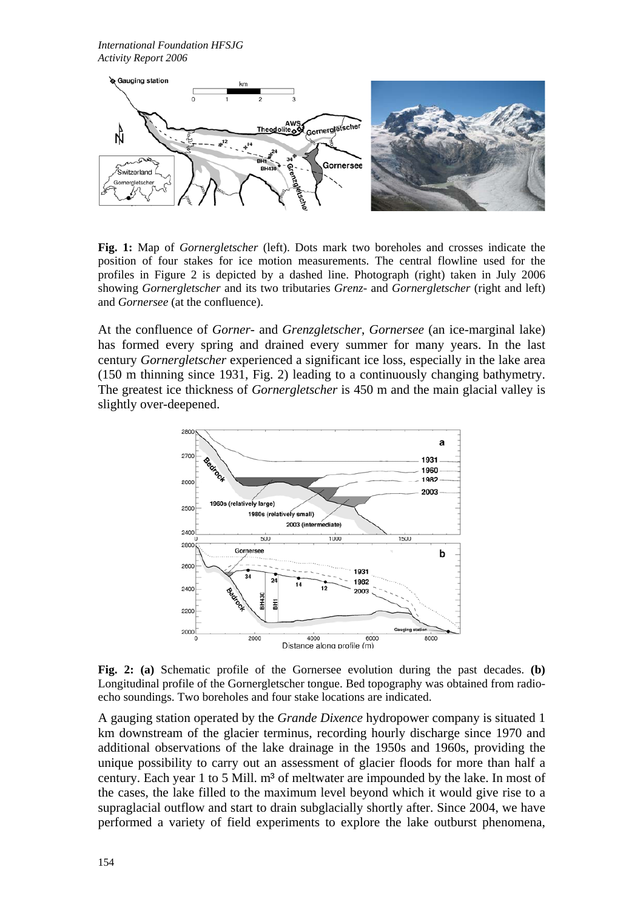**Fig. 1:** Map of *Gornergletscher* (left). Dots mark two boreholes and crosses indicate the position of four stakes for ice motion measurements. The central flowline used for the profiles in Figure 2 is depicted by a dashed line. Photograph (right) taken in July 2006 showing *Gornergletscher* and its two tributaries *Grenz-* and *Gornergletscher* (right and left) and *Gornersee* (at the confluence).

At the confluence of *Gorner-* and *Grenzgletscher*, *Gornersee* (an ice-marginal lake) has formed every spring and drained every summer for many years. In the last century *Gornergletscher* experienced a significant ice loss, especially in the lake area (150 m thinning since 1931, Fig. 2) leading to a continuously changing bathymetry. The greatest ice thickness of *Gornergletscher* is 450 m and the main glacial valley is slightly over-deepened.

**Fig. 2: (a)** Schematic profile of the Gornersee evolution during the past decades. **(b)** Longitudinal profile of the Gornergletscher tongue. Bed topography was obtained from radio-echo soundings. Two boreholes and four stake locations are indicated.

A gauging station operated by the *Grande Dixence* hydropower company is situated 1 km downstream of the glacier terminus, recording hourly discharge since 1970 and additional observations of the lake drainage in the 1950s and 1960s, providing the unique possibility to carry out an assessment of glacier floods for more than half a century. Each year 1 to 5 Mill. m³ of meltwater are impounded by the lake. In most of the cases, the lake filled to the maximum level beyond which it would give rise to a supraglacial outflow and start to drain subglacially shortly after. Since 2004, we have performed a variety of field experiments to explore the lake outburst phenomena,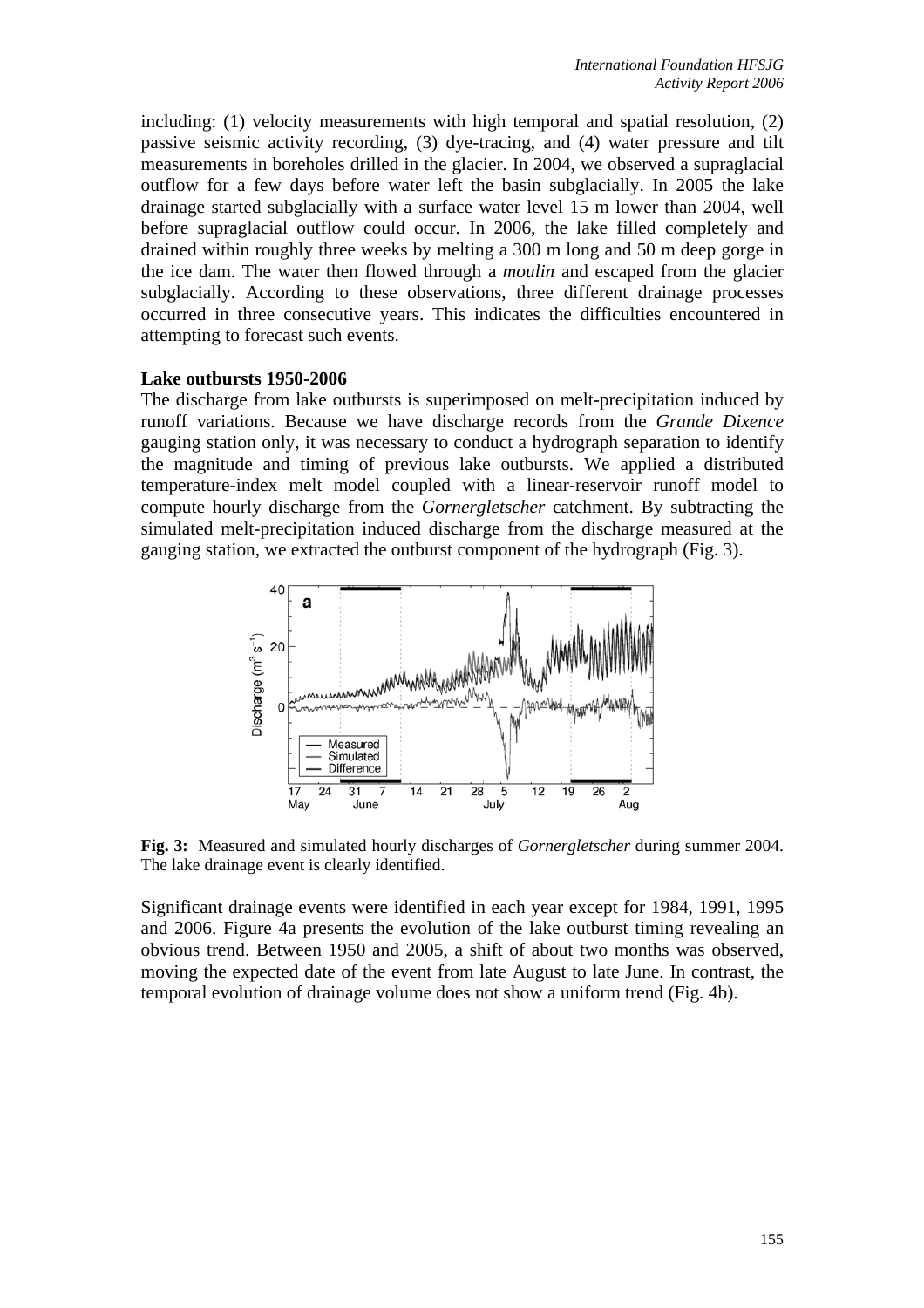including: (1) velocity measurements with high temporal and spatial resolution, (2) passive seismic activity recording, (3) dye-tracing, and (4) water pressure and tilt measurements in boreholes drilled in the glacier. In 2004, we observed a supraglacial outflow for a few days before water left the basin subglacially. In 2005 the lake drainage started subglacially with a surface water level 15 m lower than 2004, well before supraglacial outflow could occur. In 2006, the lake filled completely and drained within roughly three weeks by melting a 300 m long and 50 m deep gorge in the ice dam. The water then flowed through a *moulin* and escaped from the glacier subglacially. According to these observations, three different drainage processes occurred in three consecutive years. This indicates the difficulties encountered in attempting to forecast such events.

**Lake outbursts 1950-2006**

The discharge from lake outbursts is superimposed on melt-precipitation induced by runoff variations. Because we have discharge records from the *Grande Dixence* gauging station only, it was necessary to conduct a hydrograph separation to identify the magnitude and timing of previous lake outbursts. We applied a distributed temperature-index melt model coupled with a linear-reservoir runoff model to compute hourly discharge from the *Gornergletscher* catchment. By subtracting the simulated melt-precipitation induced discharge from the discharge measured at the gauging station, we extracted the outburst component of the hydrograph (Fig. 3).

**Fig. 3:** Measured and simulated hourly discharges of *Gornergletscher* during summer 2004. The lake drainage event is clearly identified.

Significant drainage events were identified in each year except for 1984, 1991, 1995 and 2006. Figure 4a presents the evolution of the lake outburst timing revealing an obvious trend. Between 1950 and 2005, a shift of about two months was observed, moving the expected date of the event from late August to late June. In contrast, the temporal evolution of drainage volume does not show a uniform trend (Fig. 4b).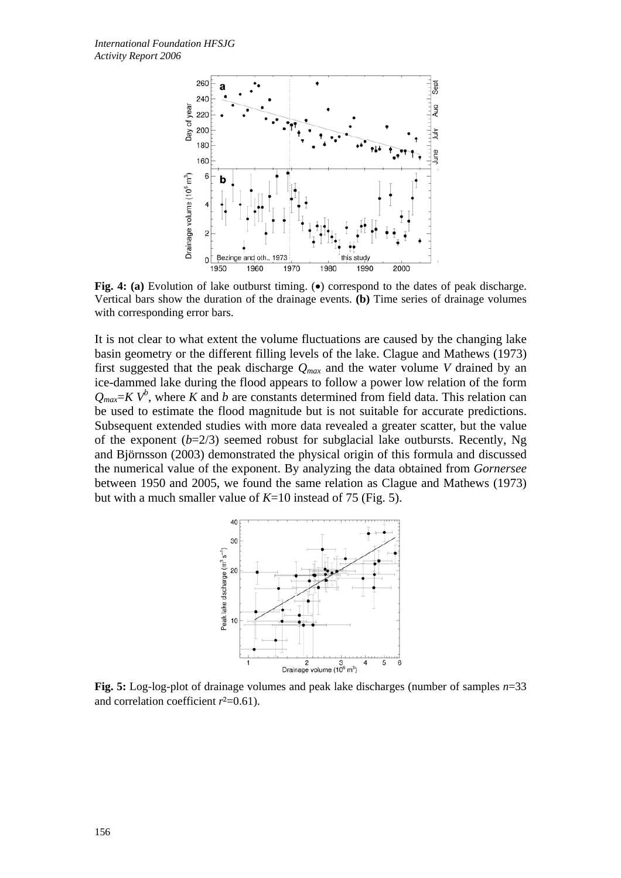**Fig. 4: (a)** Evolution of lake outburst timing. (●) correspond to the dates of peak discharge. Vertical bars show the duration of the drainage events. **(b)** Time series of drainage volumes with corresponding error bars.

It is not clear to what extent the volume fluctuations are caused by the changing lake basin geometry or the different filling levels of the lake. Clague and Mathews (1973) first suggested that the peak discharge $Q_{max}$ and the water volume $V$ drained by an ice-dammed lake during the flood appears to follow a power low relation of the form $Q_{max}=K\,V^b$, where $K$ and $b$ are constants determined from field data. This relation can be used to estimate the flood magnitude but is not suitable for accurate predictions. Subsequent extended studies with more data revealed a greater scatter, but the value of the exponent ($b$=2/3) seemed robust for subglacial lake outbursts. Recently, Ng and Björnsson (2003) demonstrated the physical origin of this formula and discussed the numerical value of the exponent. By analyzing the data obtained from *Gornersee* between 1950 and 2005, we found the same relation as Clague and Mathews (1973) but with a much smaller value of $K$=10 instead of 75 (Fig. 5).

**Fig. 5:** Log-log-plot of drainage volumes and peak lake discharges (number of samples $n$=33 and correlation coefficient $r^2$=0.61).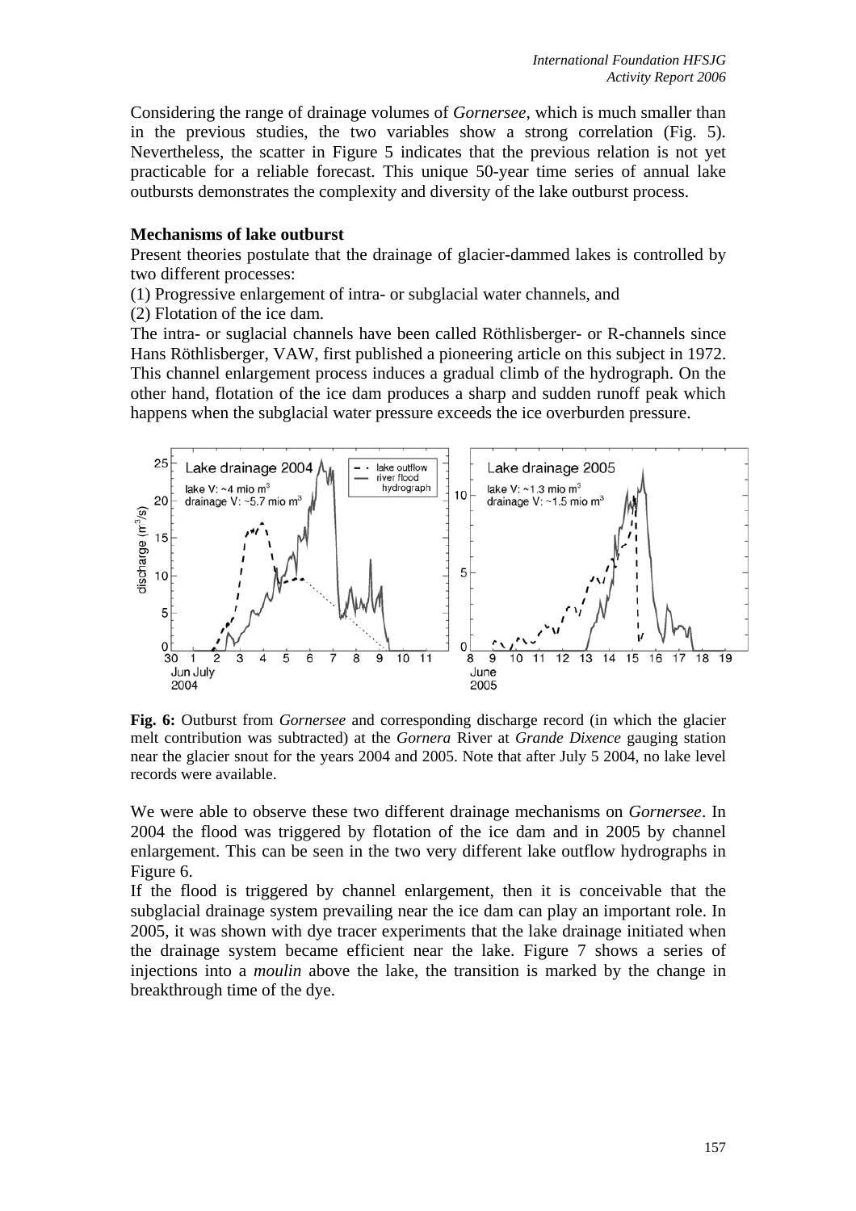Considering the range of drainage volumes of *Gornersee*, which is much smaller than in the previous studies, the two variables show a strong correlation (Fig. 5). Nevertheless, the scatter in Figure 5 indicates that the previous relation is not yet practicable for a reliable forecast. This unique 50-year time series of annual lake outbursts demonstrates the complexity and diversity of the lake outburst process.

**Mechanisms of lake outburst**

Present theories postulate that the drainage of glacier-dammed lakes is controlled by two different processes:

(1) Progressive enlargement of intra- or subglacial water channels, and

(2) Flotation of the ice dam.

The intra- or suglacial channels have been called Röthlisberger- or R-channels since Hans Röthlisberger, VAW, first published a pioneering article on this subject in 1972. This channel enlargement process induces a gradual climb of the hydrograph. On the other hand, flotation of the ice dam produces a sharp and sudden runoff peak which happens when the subglacial water pressure exceeds the ice overburden pressure.

**Fig. 6:** Outburst from *Gornersee* and corresponding discharge record (in which the glacier melt contribution was subtracted) at the *Gornera* River at *Grande Dixence* gauging station near the glacier snout for the years 2004 and 2005. Note that after July 5 2004, no lake level records were available.

We were able to observe these two different drainage mechanisms on *Gornersee*. In 2004 the flood was triggered by flotation of the ice dam and in 2005 by channel enlargement. This can be seen in the two very different lake outflow hydrographs in Figure 6.

If the flood is triggered by channel enlargement, then it is conceivable that the subglacial drainage system prevailing near the ice dam can play an important role. In 2005, it was shown with dye tracer experiments that the lake drainage initiated when the drainage system became efficient near the lake. Figure 7 shows a series of injections into a *moulin* above the lake, the transition is marked by the change in breakthrough time of the dye.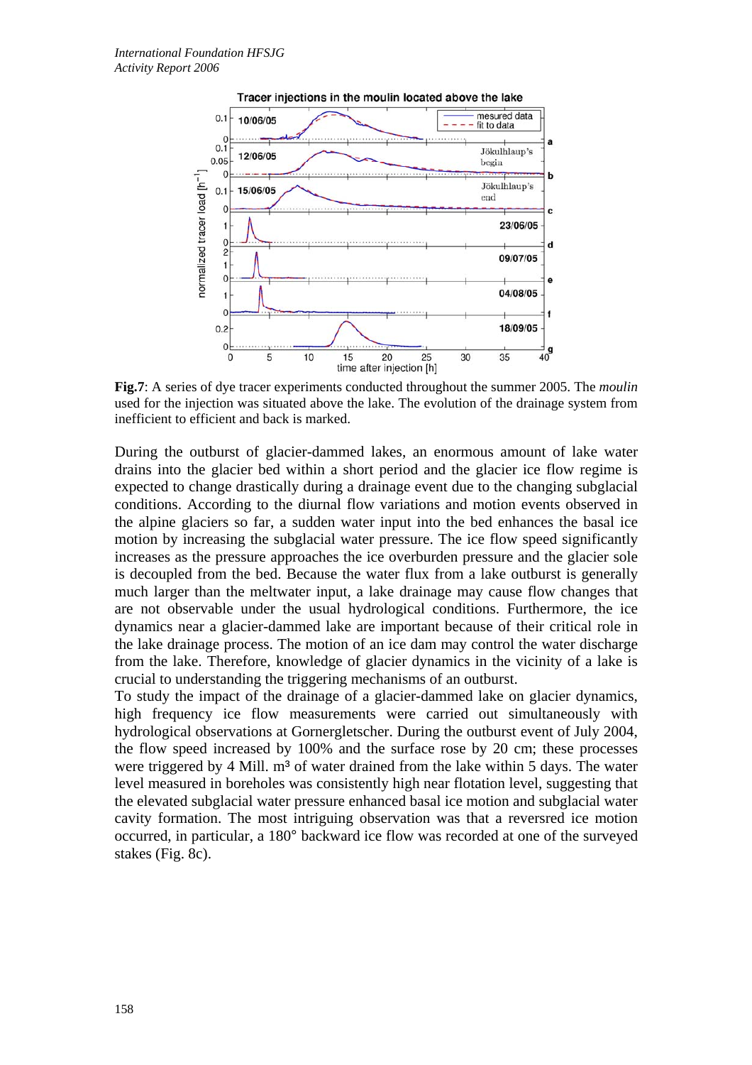**Fig.7**: A series of dye tracer experiments conducted throughout the summer 2005. The *moulin* used for the injection was situated above the lake. The evolution of the drainage system from inefficient to efficient and back is marked.

During the outburst of glacier-dammed lakes, an enormous amount of lake water drains into the glacier bed within a short period and the glacier ice flow regime is expected to change drastically during a drainage event due to the changing subglacial conditions. According to the diurnal flow variations and motion events observed in the alpine glaciers so far, a sudden water input into the bed enhances the basal ice motion by increasing the subglacial water pressure. The ice flow speed significantly increases as the pressure approaches the ice overburden pressure and the glacier sole is decoupled from the bed. Because the water flux from a lake outburst is generally much larger than the meltwater input, a lake drainage may cause flow changes that are not observable under the usual hydrological conditions. Furthermore, the ice dynamics near a glacier-dammed lake are important because of their critical role in the lake drainage process. The motion of an ice dam may control the water discharge from the lake. Therefore, knowledge of glacier dynamics in the vicinity of a lake is crucial to understanding the triggering mechanisms of an outburst.

To study the impact of the drainage of a glacier-dammed lake on glacier dynamics, high frequency ice flow measurements were carried out simultaneously with hydrological observations at Gornergletscher. During the outburst event of July 2004, the flow speed increased by 100% and the surface rose by 20 cm; these processes were triggered by 4 Mill. m³ of water drained from the lake within 5 days. The water level measured in boreholes was consistently high near flotation level, suggesting that the elevated subglacial water pressure enhanced basal ice motion and subglacial water cavity formation. The most intriguing observation was that a reversred ice motion occurred, in particular, a 180° backward ice flow was recorded at one of the surveyed stakes (Fig. 8c).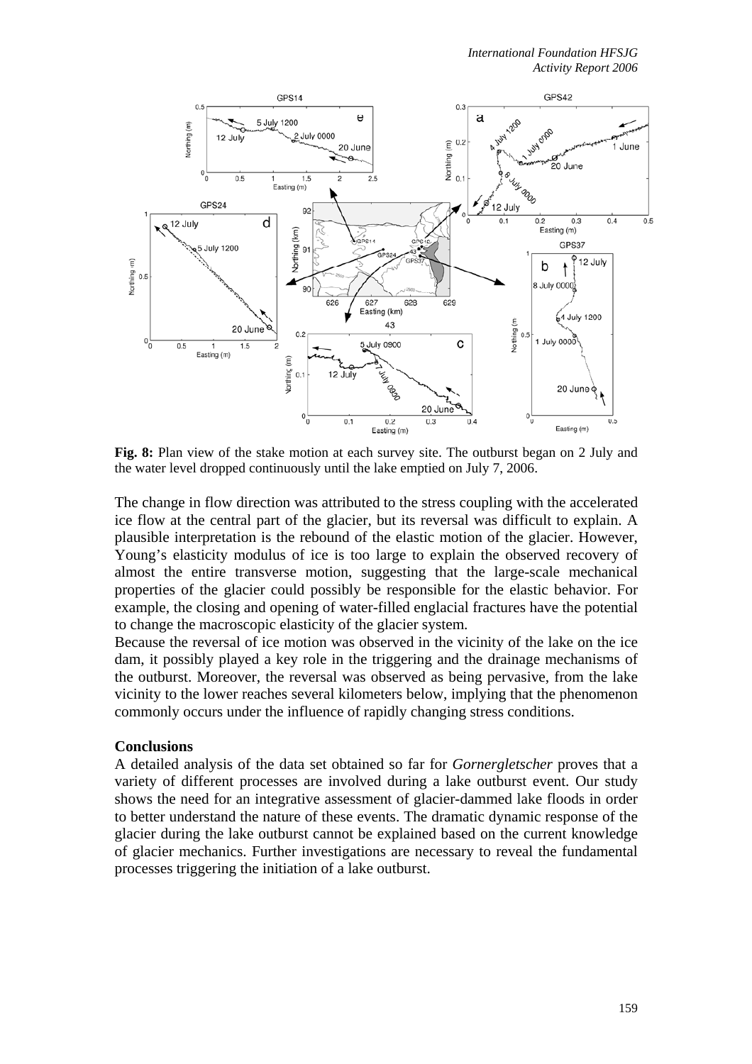**Fig. 8:** Plan view of the stake motion at each survey site. The outburst began on 2 July and the water level dropped continuously until the lake emptied on July 7, 2006.

The change in flow direction was attributed to the stress coupling with the accelerated ice flow at the central part of the glacier, but its reversal was difficult to explain. A plausible interpretation is the rebound of the elastic motion of the glacier. However, Young's elasticity modulus of ice is too large to explain the observed recovery of almost the entire transverse motion, suggesting that the large-scale mechanical properties of the glacier could possibly be responsible for the elastic behavior. For example, the closing and opening of water-filled englacial fractures have the potential to change the macroscopic elasticity of the glacier system.

Because the reversal of ice motion was observed in the vicinity of the lake on the ice dam, it possibly played a key role in the triggering and the drainage mechanisms of the outburst. Moreover, the reversal was observed as being pervasive, from the lake vicinity to the lower reaches several kilometers below, implying that the phenomenon commonly occurs under the influence of rapidly changing stress conditions.

**Conclusions**

A detailed analysis of the data set obtained so far for *Gornergletscher* proves that a variety of different processes are involved during a lake outburst event. Our study shows the need for an integrative assessment of glacier-dammed lake floods in order to better understand the nature of these events. The dramatic dynamic response of the glacier during the lake outburst cannot be explained based on the current knowledge of glacier mechanics. Further investigations are necessary to reveal the fundamental processes triggering the initiation of a lake outburst.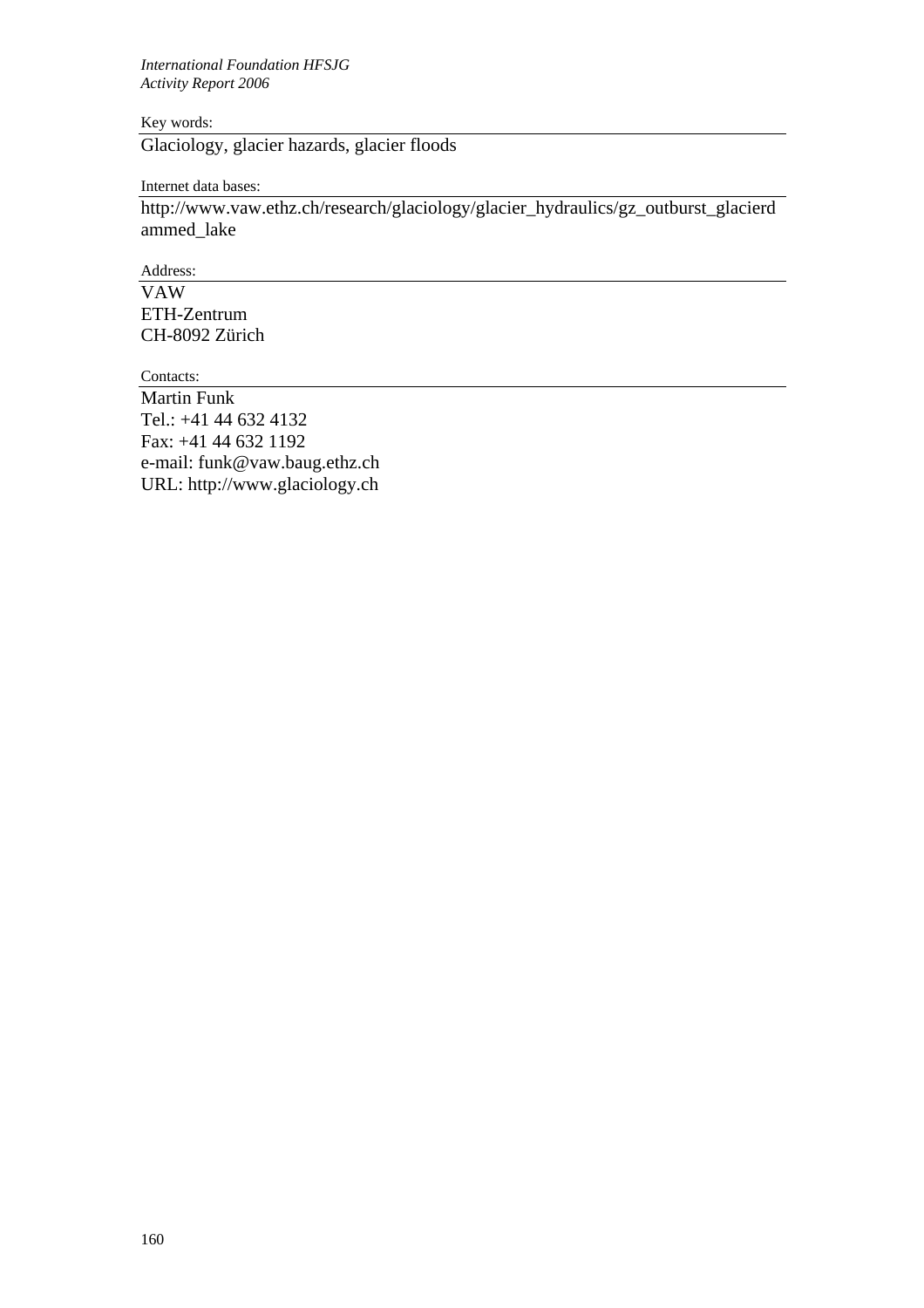Key words:

Glaciology, glacier hazards, glacier floods

Internet data bases:

http://www.vaw.ethz.ch/research/glaciology/glacier_hydraulics/gz_outburst_glacierdammed_lake

Address:

VAW
ETH-Zentrum
CH-8092 Zürich

Contacts:

Martin Funk
Tel.: +41 44 632 4132
Fax: +41 44 632 1192
e-mail: funk@vaw.baug.ethz.ch
URL: http://www.glaciology.ch